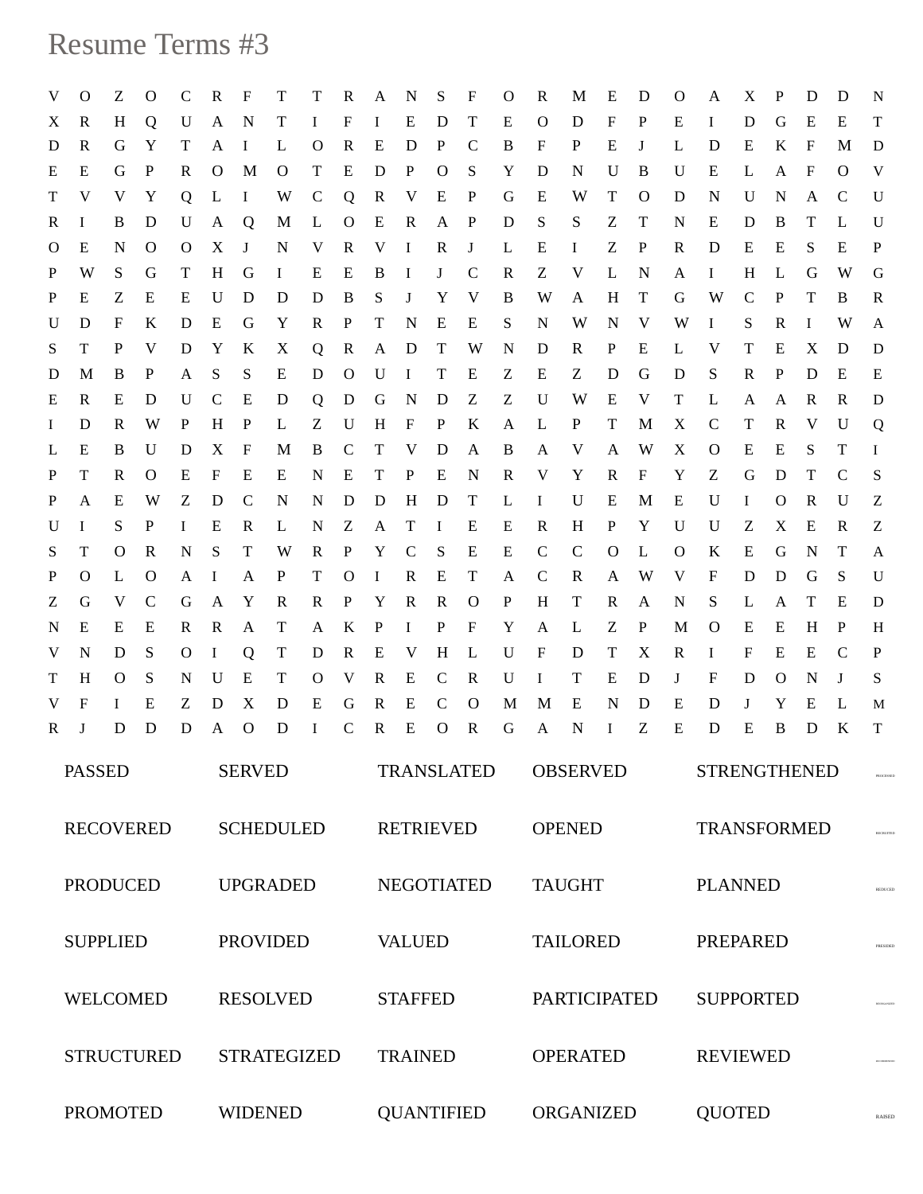# Resume Terms #3

| | | | | | | | | | | | | | | | | | | | | | | | | | |
|---|---|---|---|---|---|---|---|---|---|---|---|---|---|---|---|---|---|---|---|---|---|---|---|---|---|
| V | O | Z | O | C | R | F | T | T | R | A | N | S | F | O | R | M | E | D | O | A | X | P | D | D | N |
| X | R | H | Q | U | A | N | T | I | F | I | E | D | T | E | O | D | F | P | E | I | D | G | E | E | T |
| D | R | G | Y | T | A | I | L | O | R | E | D | P | C | B | F | P | E | J | L | D | E | K | F | M | D |
| E | E | G | P | R | O | M | O | T | E | D | P | O | S | Y | D | N | U | B | U | E | L | A | F | O | V |
| T | V | V | Y | Q | L | I | W | C | Q | R | V | E | P | G | E | W | T | O | D | N | U | N | A | C | U |
| R | I | B | D | U | A | Q | M | L | O | E | R | A | P | D | S | S | Z | T | N | E | D | B | T | L | U |
| O | E | N | O | O | X | J | N | V | R | V | I | R | J | L | E | I | Z | P | R | D | E | E | S | E | P |
| P | W | S | G | T | H | G | I | E | E | B | I | J | C | R | Z | V | L | N | A | I | H | L | G | W | G |
| P | E | Z | E | E | U | D | D | D | B | S | J | Y | V | B | W | A | H | T | G | W | C | P | T | B | R |
| U | D | F | K | D | E | G | Y | R | P | T | N | E | E | S | N | W | N | V | W | I | S | R | I | W | A |
| S | T | P | V | D | Y | K | X | Q | R | A | D | T | W | N | D | R | P | E | L | V | T | E | X | D | D |
| D | M | B | P | A | S | S | E | D | O | U | I | T | E | Z | E | Z | D | G | D | S | R | P | D | E | E |
| E | R | E | D | U | C | E | D | Q | D | G | N | D | Z | Z | U | W | E | V | T | L | A | A | R | R | D |
| I | D | R | W | P | H | P | L | Z | U | H | F | P | K | A | L | P | T | M | X | C | T | R | V | U | Q |
| L | E | B | U | D | X | F | M | B | C | T | V | D | A | B | A | V | A | W | X | O | E | E | S | T | I |
| P | T | R | O | E | F | E | E | N | E | T | P | E | N | R | V | Y | R | F | Y | Z | G | D | T | C | S |
| P | A | E | W | Z | D | C | N | N | D | D | H | D | T | L | I | U | E | M | E | U | I | O | R | U | Z |
| U | I | S | P | I | E | R | L | N | Z | A | T | I | E | E | R | H | P | Y | U | U | Z | X | E | R | Z |
| S | T | O | R | N | S | T | W | R | P | Y | C | S | E | E | C | C | O | L | O | K | E | G | N | T | A |
| P | O | L | O | A | I | A | P | T | O | I | R | E | T | A | C | R | A | W | V | F | D | D | G | S | U |
| Z | G | V | C | G | A | Y | R | R | P | Y | R | R | O | P | H | T | R | A | N | S | L | A | T | E | D |
| N | E | E | E | R | R | A | T | A | K | P | I | P | F | Y | A | L | Z | P | M | O | E | E | H | P | H |
| V | N | D | S | O | I | Q | T | D | R | E | V | H | L | U | F | D | T | X | R | I | F | E | E | C | P |
| T | H | O | S | N | U | E | T | O | V | R | E | C | R | U | I | T | E | D | J | F | D | O | N | J | S |
| V | F | I | E | Z | D | X | D | E | G | R | E | C | O | M | M | E | N | D | E | D | J | Y | E | L | M |
| R | J | D | D | D | A | O | D | I | C | R | E | O | R | G | A | N | I | Z | E | D | E | B | D | K | T |

| | | | | | |
|---|---|---|---|---|---|
| PASSED | SERVED | TRANSLATED | OBSERVED | STRENGTHENED | PROCESSED |
| RECOVERED | SCHEDULED | RETRIEVED | OPENED | TRANSFORMED | RECRUITED |
| PRODUCED | UPGRADED | NEGOTIATED | TAUGHT | PLANNED | REDUCED |
| SUPPLIED | PROVIDED | VALUED | TAILORED | PREPARED | PRESIDED |
| WELCOMED | RESOLVED | STAFFED | PARTICIPATED | SUPPORTED | REORGANIZED |
| STRUCTURED | STRATEGIZED | TRAINED | OPERATED | REVIEWED | RECOMMENDED |
| PROMOTED | WIDENED | QUANTIFIED | ORGANIZED | QUOTED | RAISED |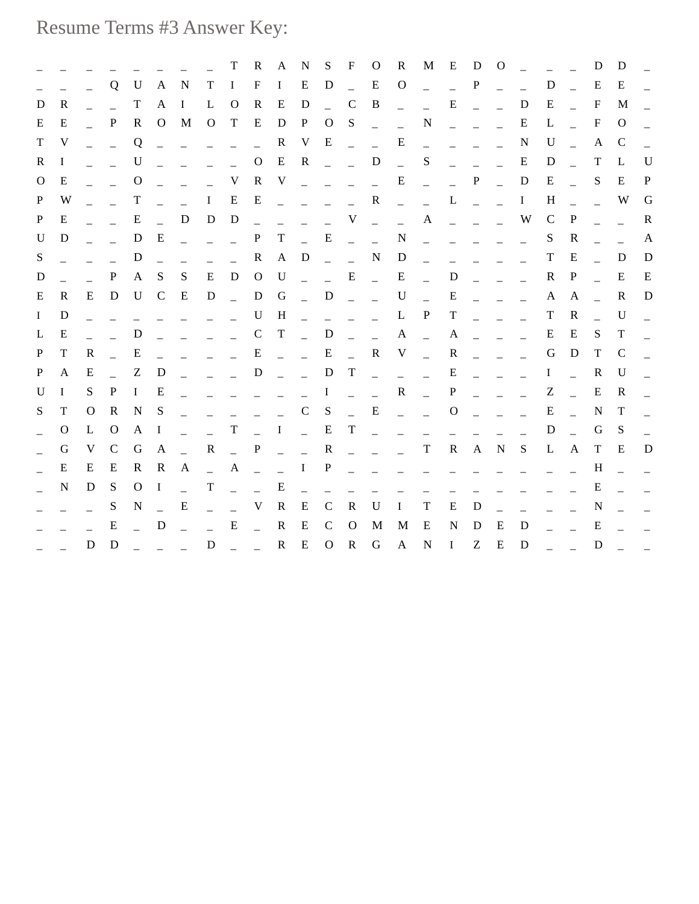# Resume Terms #3 Answer Key:

```
_ _ _ _ _ _ _ _ T R A N S F O R M E D O _ _ _ D D _
_ _ _ Q U A N T I F I E D _ E O _ _ P _ _ D _ E E _
D R _ _ T A I L O R E D _ C B _ _ E _ _ D E _ F M _
E E _ P R O M O T E D P O S _ _ N _ _ _ E L _ F O _
T V _ _ Q _ _ _ _ _ R V E _ _ E _ _ _ _ N U _ A C _
R I _ _ U _ _ _ _ O E R _ _ D _ S _ _ _ E D _ T L U
O E _ _ O _ _ _ V R V _ _ _ _ E _ _ P _ D E _ S E P
P W _ _ T _ _ I E E _ _ _ _ R _ _ L _ _ I H _ _ W G
P E _ _ E _ D D D _ _ _ _ V _ _ A _ _ _ W C P _ _ R
U D _ _ D E _ _ _ P T _ E _ _ N _ _ _ _ _ S R _ _ A
S _ _ _ D _ _ _ _ R A D _ _ N D _ _ _ _ _ T E _ D D
D _ _ P A S S E D O U _ _ E _ E _ D _ _ _ R P _ E E
E R E D U C E D _ D G _ D _ _ U _ E _ _ _ A A _ R D
I D _ _ _ _ _ _ _ U H _ _ _ _ L P T _ _ _ T R _ U _
L E _ _ D _ _ _ _ C T _ D _ _ A _ A _ _ _ E E S T _
P T R _ E _ _ _ _ E _ _ E _ R V _ R _ _ _ G D T C _
P A E _ Z D _ _ _ D _ _ D T _ _ _ E _ _ _ I _ R U _
U I S P I E _ _ _ _ _ _ I _ _ R _ P _ _ _ Z _ E R _
S T O R N S _ _ _ _ _ C S _ E _ _ O _ _ _ E _ N T _
_ O L O A I _ _ T _ I _ E T _ _ _ _ _ _ _ D _ G S _
_ G V C G A _ R _ P _ _ R _ _ _ T R A N S L A T E D
_ E E E R R A _ A _ _ I P _ _ _ _ _ _ _ _ _ _ H _ _
_ N D S O I _ T _ _ E _ _ _ _ _ _ _ _ _ _ _ _ E _ _
_ _ _ S N _ E _ _ V R E C R U I T E D _ _ _ _ N _ _
_ _ _ E _ D _ _ E _ R E C O M M E N D E D _ _ E _ _
_ _ D D _ _ _ D _ _ R E O R G A N I Z E D _ _ D _ _
```